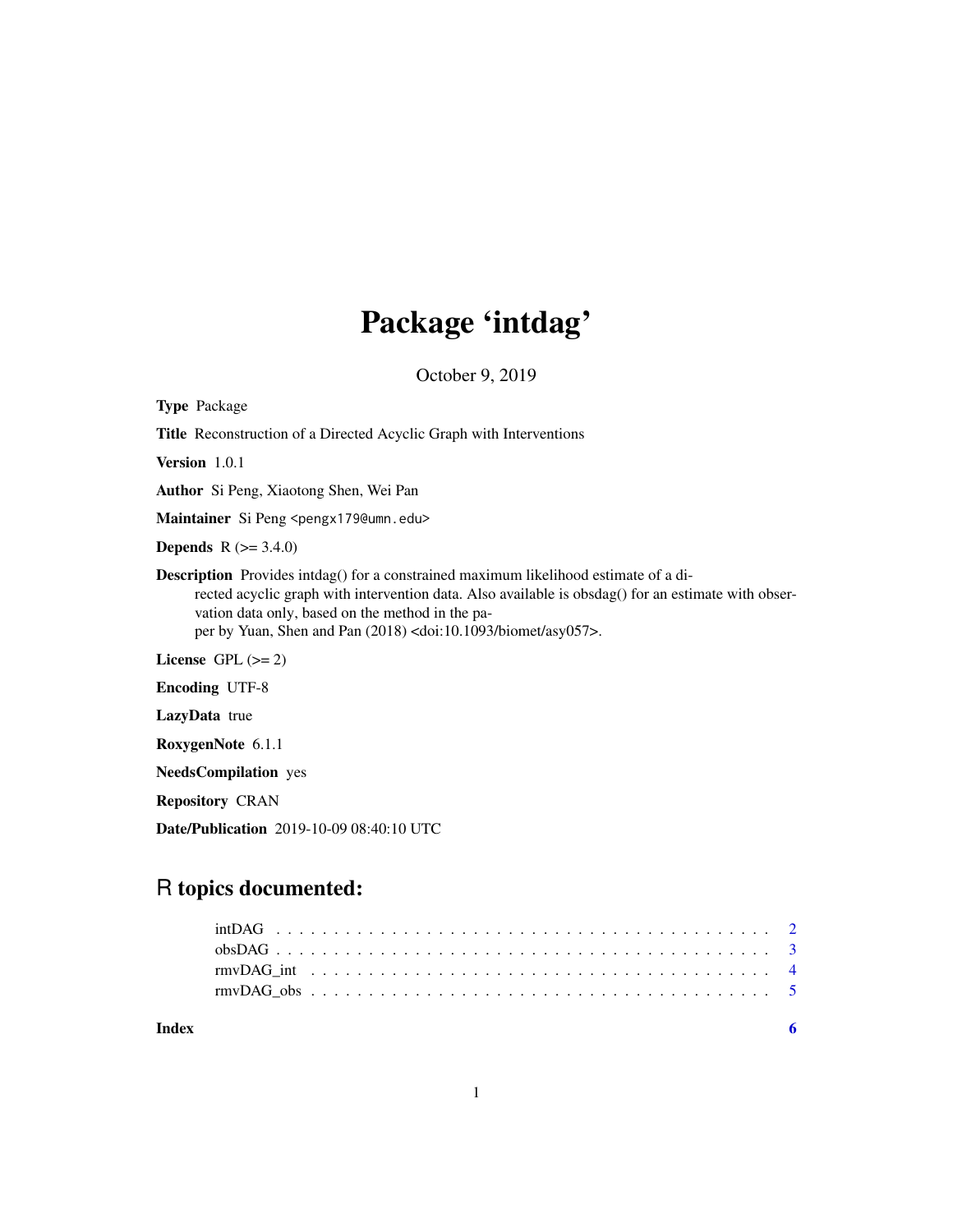# Package 'intdag'

October 9, 2019

**Type** Package

**Title** Reconstruction of a Directed Acyclic Graph with Interventions

**Version** 1.0.1

**Author** Si Peng, Xiaotong Shen, Wei Pan

**Maintainer** Si Peng <pengx179@umn.edu>

**Depends** R (>= 3.4.0)

**Description** Provides intdag() for a constrained maximum likelihood estimate of a directed acyclic graph with intervention data. Also available is obsdag() for an estimate with observation data only, based on the method in the paper by Yuan, Shen and Pan (2018) <doi:10.1093/biomet/asy057>.

**License** GPL (>= 2)

**Encoding** UTF-8

**LazyData** true

**RoxygenNote** 6.1.1

**NeedsCompilation** yes

**Repository** CRAN

**Date/Publication** 2019-10-09 08:40:10 UTC

## R topics documented:

- intDAG . . . . . . . . . . . . . . . . . . . . . . . . . . . . . . . . . . . . . . . . . 2
- obsDAG . . . . . . . . . . . . . . . . . . . . . . . . . . . . . . . . . . . . . . . . . 3
- rmvDAG_int . . . . . . . . . . . . . . . . . . . . . . . . . . . . . . . . . . . . . . . 4
- rmvDAG_obs . . . . . . . . . . . . . . . . . . . . . . . . . . . . . . . . . . . . . . . 5

**Index** 6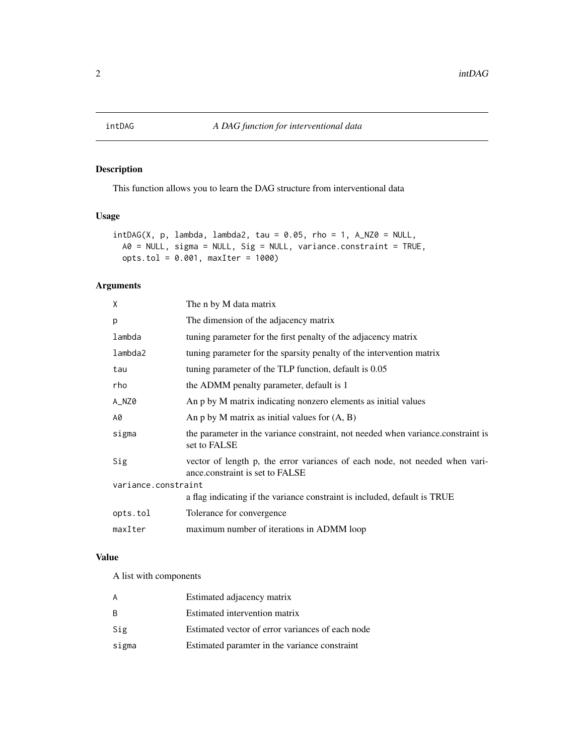# intDAG — *A DAG function for interventional data*

## Description

This function allows you to learn the DAG structure from interventional data

## Usage

```
intDAG(X, p, lambda, lambda2, tau = 0.05, rho = 1, A_NZ0 = NULL,
  A0 = NULL, sigma = NULL, Sig = NULL, variance.constraint = TRUE,
  opts.tol = 0.001, maxIter = 1000)
```

## Arguments

| Argument | Description |
|---|---|
| X | The n by M data matrix |
| p | The dimension of the adjacency matrix |
| lambda | tuning parameter for the first penalty of the adjacency matrix |
| lambda2 | tuning parameter for the sparsity penalty of the intervention matrix |
| tau | tuning parameter of the TLP function, default is 0.05 |
| rho | the ADMM penalty parameter, default is 1 |
| A_NZ0 | An p by M matrix indicating nonzero elements as initial values |
| A0 | An p by M matrix as initial values for (A, B) |
| sigma | the parameter in the variance constraint, not needed when variance.constraint is set to FALSE |
| Sig | vector of length p, the error variances of each node, not needed when variance.constraint is set to FALSE |
| variance.constraint | a flag indicating if the variance constraint is included, default is TRUE |
| opts.tol | Tolerance for convergence |
| maxIter | maximum number of iterations in ADMM loop |

## Value

A list with components

| Component | Description |
|---|---|
| A | Estimated adjacency matrix |
| B | Estimated intervention matrix |
| Sig | Estimated vector of error variances of each node |
| sigma | Estimated paramter in the variance constraint |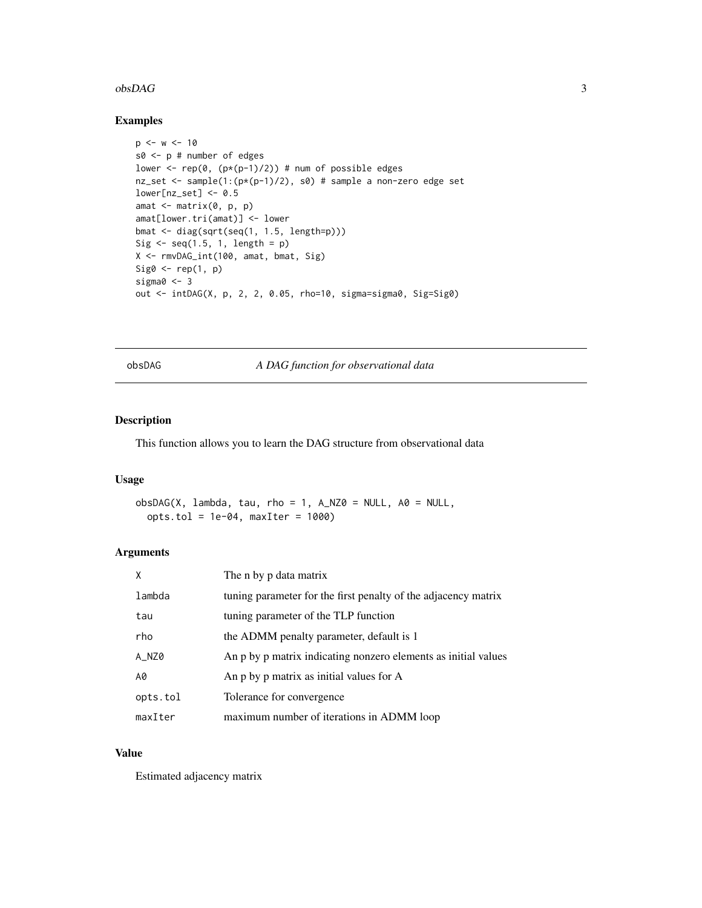### Examples

```
p <- w <- 10
s0 <- p # number of edges
lower <- rep(0, (p*(p-1)/2)) # num of possible edges
nz_set <- sample(1:(p*(p-1)/2), s0) # sample a non-zero edge set
lower[nz_set] <- 0.5
amat <- matrix(0, p, p)
amat[lower.tri(amat)] <- lower
bmat <- diag(sqrt(seq(1, 1.5, length=p)))
Sig <- seq(1.5, 1, length = p)
X <- rmvDAG_int(100, amat, bmat, Sig)
Sig0 <- rep(1, p)
sigma0 <- 3
out <- intDAG(X, p, 2, 2, 0.05, rho=10, sigma=sigma0, Sig=Sig0)
```

---

## obsDAG — *A DAG function for observational data*

---

### Description

This function allows you to learn the DAG structure from observational data

### Usage

```
obsDAG(X, lambda, tau, rho = 1, A_NZ0 = NULL, A0 = NULL,
  opts.tol = 1e-04, maxIter = 1000)
```

### Arguments

| | |
|---|---|
| X | The n by p data matrix |
| lambda | tuning parameter for the first penalty of the adjacency matrix |
| tau | tuning parameter of the TLP function |
| rho | the ADMM penalty parameter, default is 1 |
| A_NZ0 | An p by p matrix indicating nonzero elements as initial values |
| A0 | An p by p matrix as initial values for A |
| opts.tol | Tolerance for convergence |
| maxIter | maximum number of iterations in ADMM loop |

### Value

Estimated adjacency matrix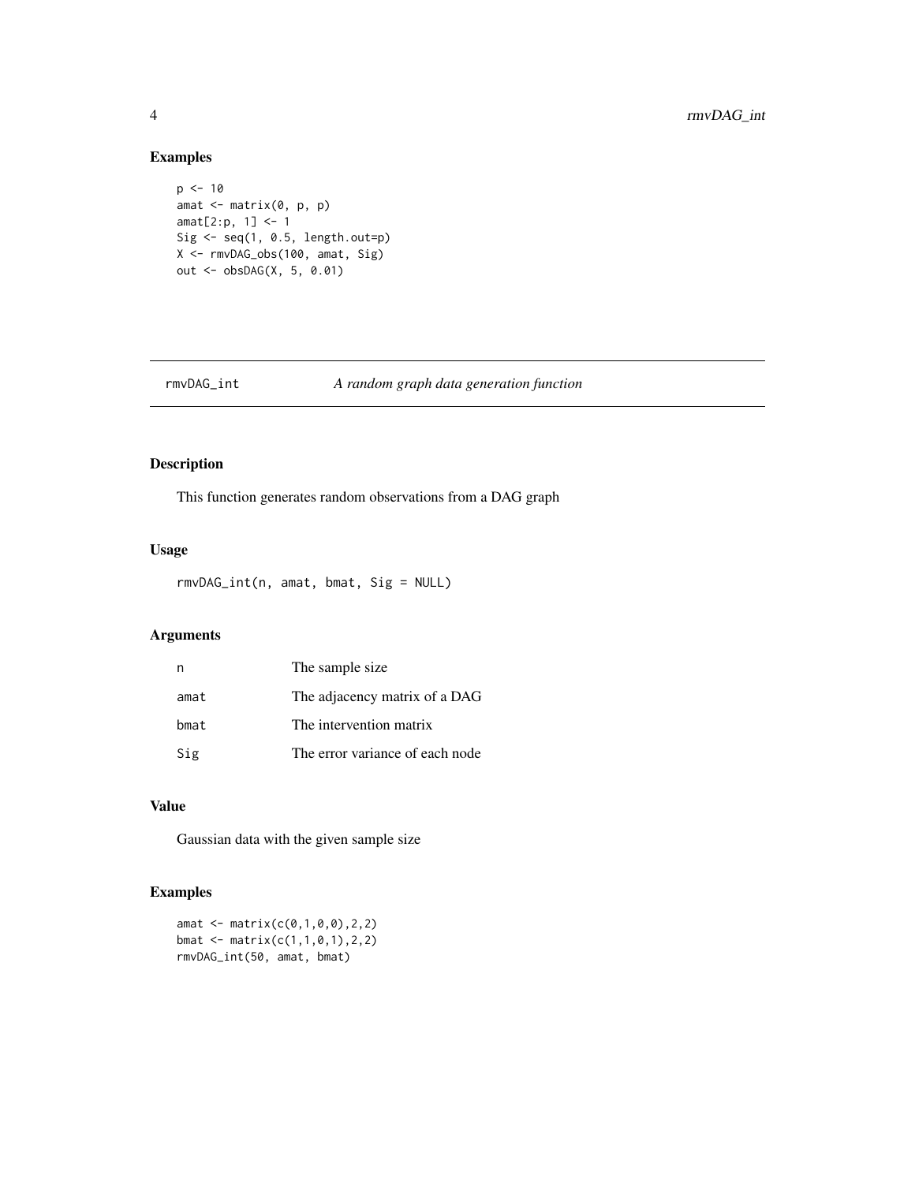## Examples

```
p <- 10
amat <- matrix(0, p, p)
amat[2:p, 1] <- 1
Sig <- seq(1, 0.5, length.out=p)
X <- rmvDAG_obs(100, amat, Sig)
out <- obsDAG(X, 5, 0.01)
```

---

# rmvDAG_int *A random graph data generation function*

---

## Description

This function generates random observations from a DAG graph

## Usage

```
rmvDAG_int(n, amat, bmat, Sig = NULL)
```

## Arguments

| | |
|---|---|
| n | The sample size |
| amat | The adjacency matrix of a DAG |
| bmat | The intervention matrix |
| Sig | The error variance of each node |

## Value

Gaussian data with the given sample size

## Examples

```
amat <- matrix(c(0,1,0,0),2,2)
bmat <- matrix(c(1,1,0,1),2,2)
rmvDAG_int(50, amat, bmat)
```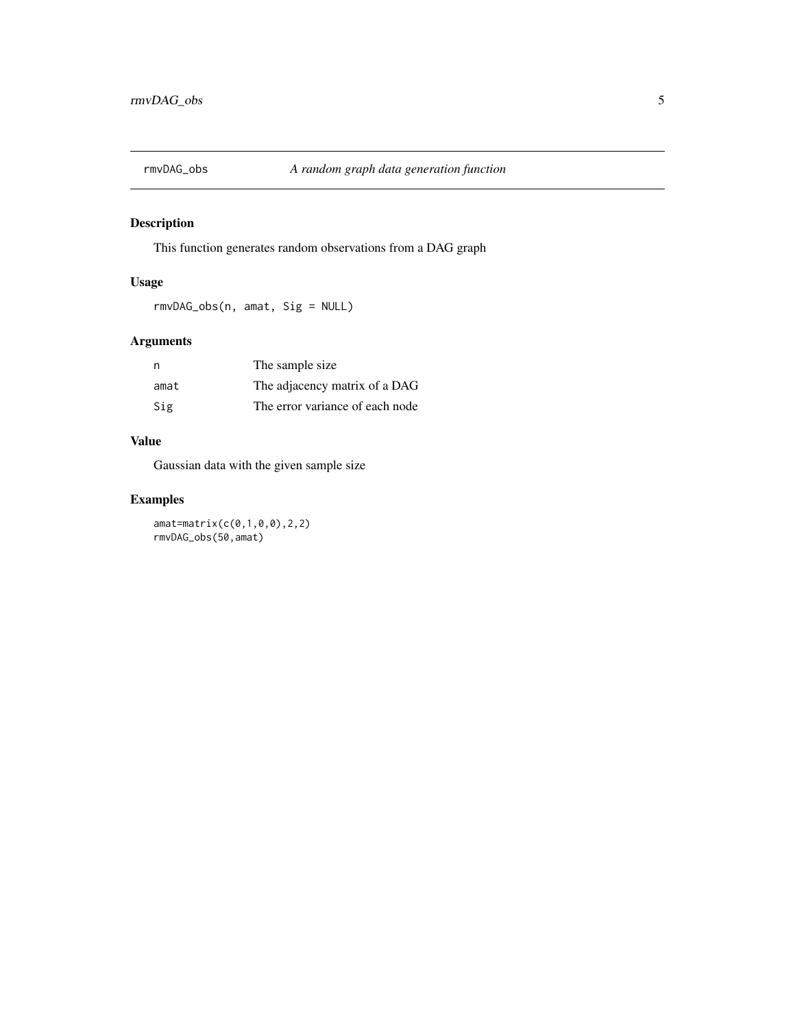## rmvDAG_obs — *A random graph data generation function*

### Description

This function generates random observations from a DAG graph

### Usage

```
rmvDAG_obs(n, amat, Sig = NULL)
```

### Arguments

| | |
|---|---|
| n | The sample size |
| amat | The adjacency matrix of a DAG |
| Sig | The error variance of each node |

### Value

Gaussian data with the given sample size

### Examples

```
amat=matrix(c(0,1,0,0),2,2)
rmvDAG_obs(50,amat)
```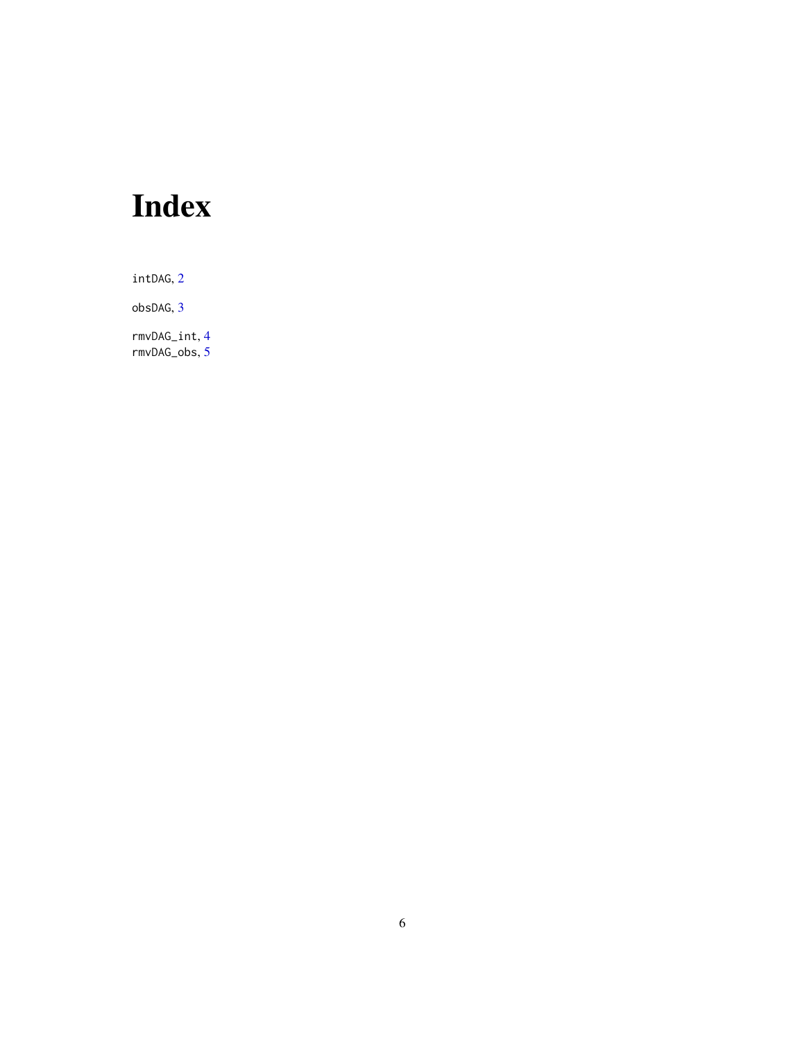# Index

intDAG, 2

obsDAG, 3

rmvDAG_int, 4
rmvDAG_obs, 5